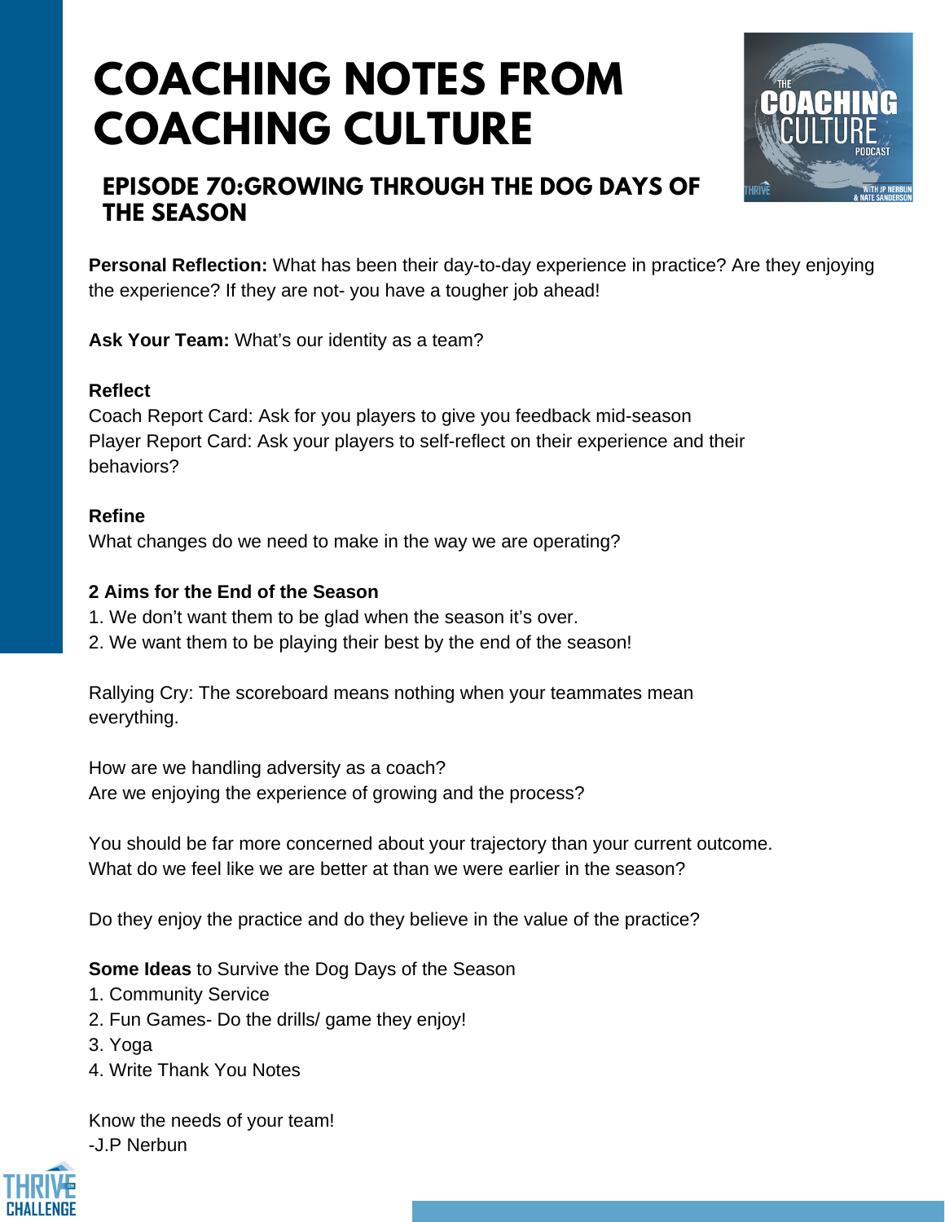# COACHING NOTES FROM COACHING CULTURE

## EPISODE 70:GROWING THROUGH THE DOG DAYS OF THE SEASON

**Personal Reflection:** What has been their day-to-day experience in practice? Are they enjoying the experience? If they are not- you have a tougher job ahead!

**Ask Your Team:** What's our identity as a team?

**Reflect**
Coach Report Card: Ask for you players to give you feedback mid-season
Player Report Card: Ask your players to self-reflect on their experience and their behaviors?

**Refine**
What changes do we need to make in the way we are operating?

**2 Aims for the End of the Season**
1. We don't want them to be glad when the season it's over.
2. We want them to be playing their best by the end of the season!

Rallying Cry: The scoreboard means nothing when your teammates mean everything.

How are we handling adversity as a coach?
Are we enjoying the experience of growing and the process?

You should be far more concerned about your trajectory than your current outcome.
What do we feel like we are better at than we were earlier in the season?

Do they enjoy the practice and do they believe in the value of the practice?

**Some Ideas** to Survive the Dog Days of the Season
1. Community Service
2. Fun Games- Do the drills/ game they enjoy!
3. Yoga
4. Write Thank You Notes

Know the needs of your team!
-J.P Nerbun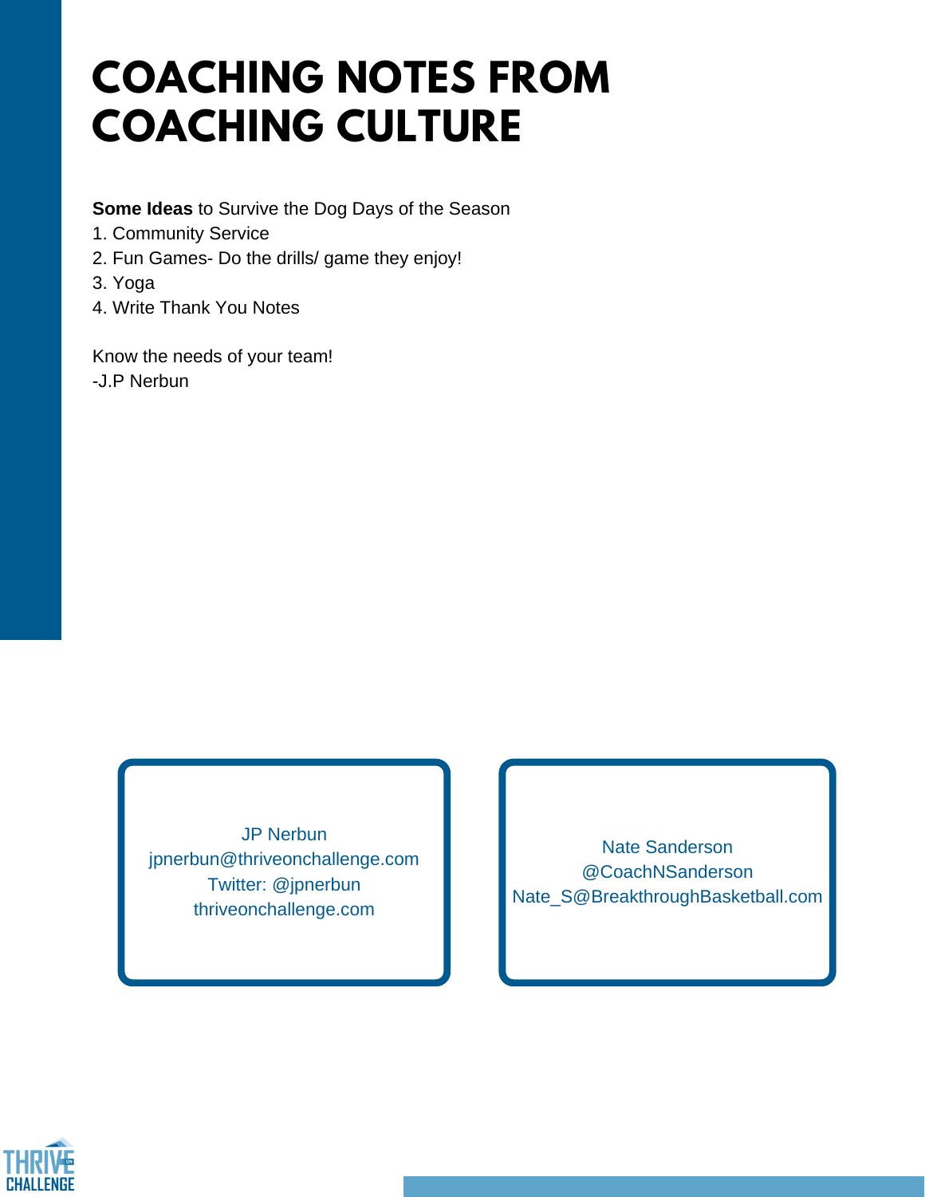# COACHING NOTES FROM COACHING CULTURE

**Some Ideas** to Survive the Dog Days of the Season

1. Community Service
2. Fun Games- Do the drills/ game they enjoy!
3. Yoga
4. Write Thank You Notes

Know the needs of your team!
-J.P Nerbun

JP Nerbun
jpnerbun@thriveonchallenge.com
Twitter: @jpnerbun
thriveonchallenge.com

Nate Sanderson
@CoachNSanderson
Nate_S@BreakthroughBasketball.com